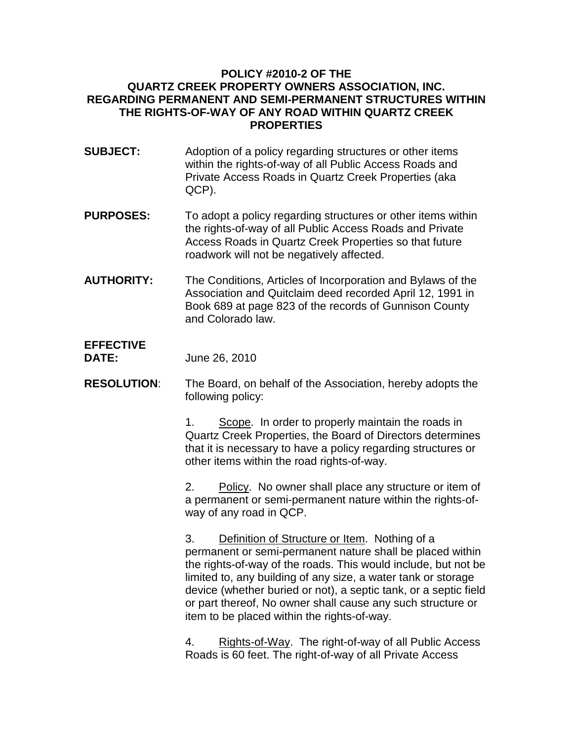# POLICY #2010-2 OF THE QUARTZ CREEK PROPERTY OWNERS ASSOCIATION, INC. REGARDING PERMANENT AND SEMI-PERMANENT STRUCTURES WITHIN THE RIGHTS-OF-WAY OF ANY ROAD WITHIN QUARTZ CREEK PROPERTIES

**SUBJECT:** Adoption of a policy regarding structures or other items within the rights-of-way of all Public Access Roads and Private Access Roads in Quartz Creek Properties (aka QCP).

**PURPOSES:** To adopt a policy regarding structures or other items within the rights-of-way of all Public Access Roads and Private Access Roads in Quartz Creek Properties so that future roadwork will not be negatively affected.

**AUTHORITY:** The Conditions, Articles of Incorporation and Bylaws of the Association and Quitclaim deed recorded April 12, 1991 in Book 689 at page 823 of the records of Gunnison County and Colorado law.

**EFFECTIVE DATE:** June 26, 2010

**RESOLUTION**: The Board, on behalf of the Association, hereby adopts the following policy:

1. Scope. In order to properly maintain the roads in Quartz Creek Properties, the Board of Directors determines that it is necessary to have a policy regarding structures or other items within the road rights-of-way.

2. Policy. No owner shall place any structure or item of a permanent or semi-permanent nature within the rights-of-way of any road in QCP.

3. Definition of Structure or Item. Nothing of a permanent or semi-permanent nature shall be placed within the rights-of-way of the roads. This would include, but not be limited to, any building of any size, a water tank or storage device (whether buried or not), a septic tank, or a septic field or part thereof, No owner shall cause any such structure or item to be placed within the rights-of-way.

4. Rights-of-Way. The right-of-way of all Public Access Roads is 60 feet. The right-of-way of all Private Access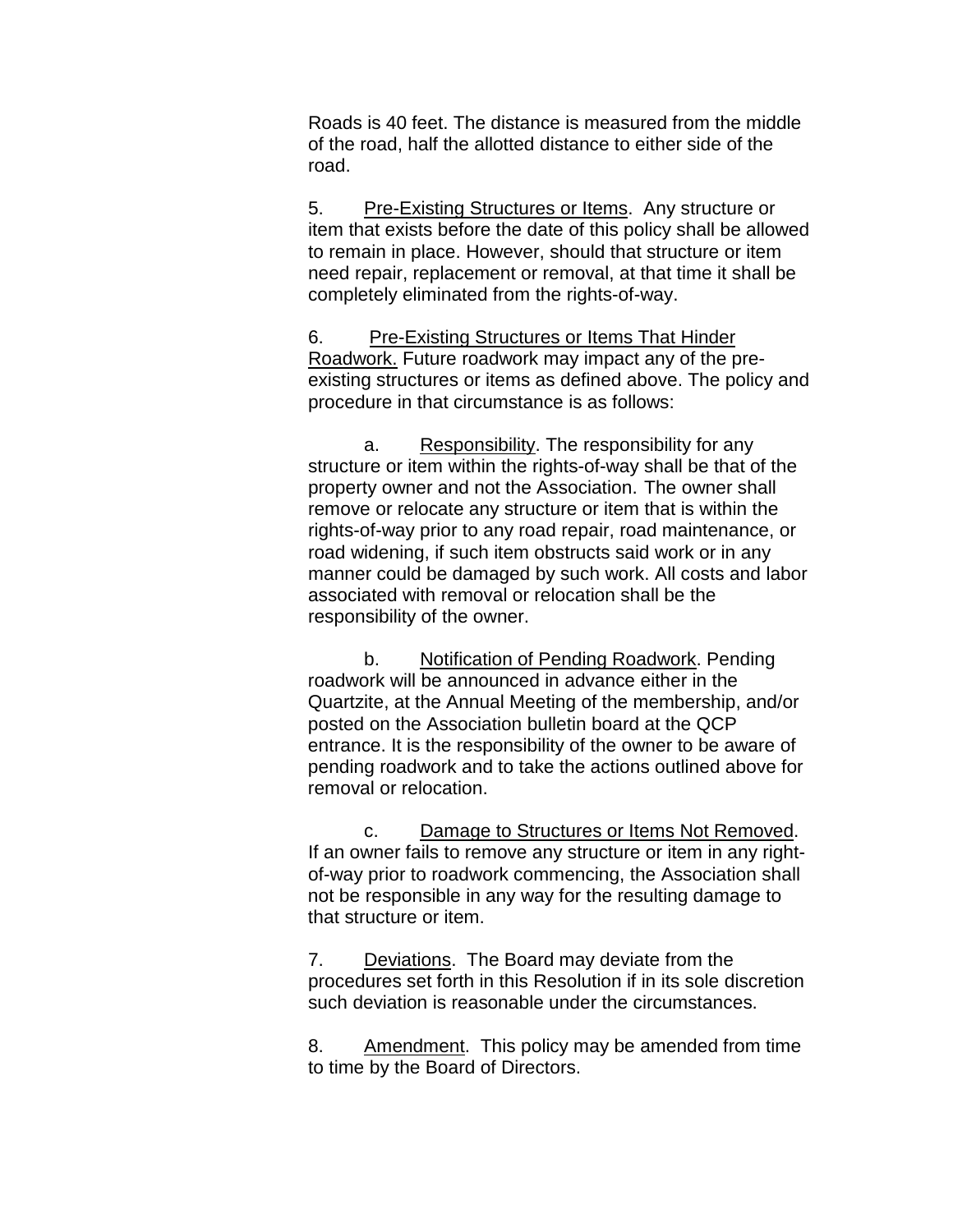Roads is 40 feet. The distance is measured from the middle of the road, half the allotted distance to either side of the road.

5. Pre-Existing Structures or Items. Any structure or item that exists before the date of this policy shall be allowed to remain in place. However, should that structure or item need repair, replacement or removal, at that time it shall be completely eliminated from the rights-of-way.

6. Pre-Existing Structures or Items That Hinder Roadwork. Future roadwork may impact any of the pre-existing structures or items as defined above. The policy and procedure in that circumstance is as follows:

a. Responsibility. The responsibility for any structure or item within the rights-of-way shall be that of the property owner and not the Association. The owner shall remove or relocate any structure or item that is within the rights-of-way prior to any road repair, road maintenance, or road widening, if such item obstructs said work or in any manner could be damaged by such work. All costs and labor associated with removal or relocation shall be the responsibility of the owner.

b. Notification of Pending Roadwork. Pending roadwork will be announced in advance either in the Quartzite, at the Annual Meeting of the membership, and/or posted on the Association bulletin board at the QCP entrance. It is the responsibility of the owner to be aware of pending roadwork and to take the actions outlined above for removal or relocation.

c. Damage to Structures or Items Not Removed. If an owner fails to remove any structure or item in any right-of-way prior to roadwork commencing, the Association shall not be responsible in any way for the resulting damage to that structure or item.

7. Deviations. The Board may deviate from the procedures set forth in this Resolution if in its sole discretion such deviation is reasonable under the circumstances.

8. Amendment. This policy may be amended from time to time by the Board of Directors.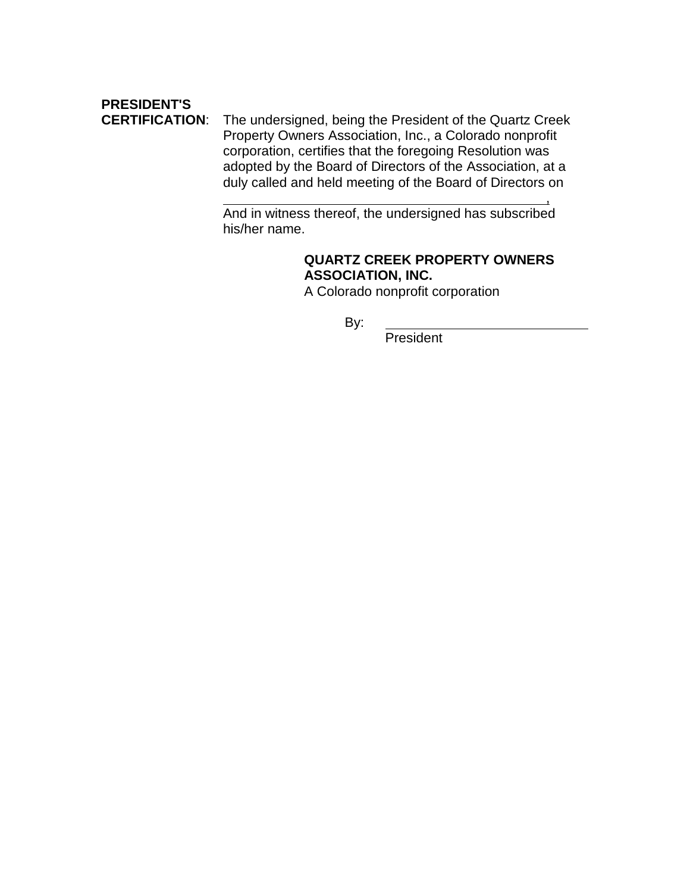**PRESIDENT'S CERTIFICATION**: The undersigned, being the President of the Quartz Creek Property Owners Association, Inc., a Colorado nonprofit corporation, certifies that the foregoing Resolution was adopted by the Board of Directors of the Association, at a duly called and held meeting of the Board of Directors on

_______________________________________________,

And in witness thereof, the undersigned has subscribed his/her name.

**QUARTZ CREEK PROPERTY OWNERS ASSOCIATION, INC.**
A Colorado nonprofit corporation

By: ______________________________
President